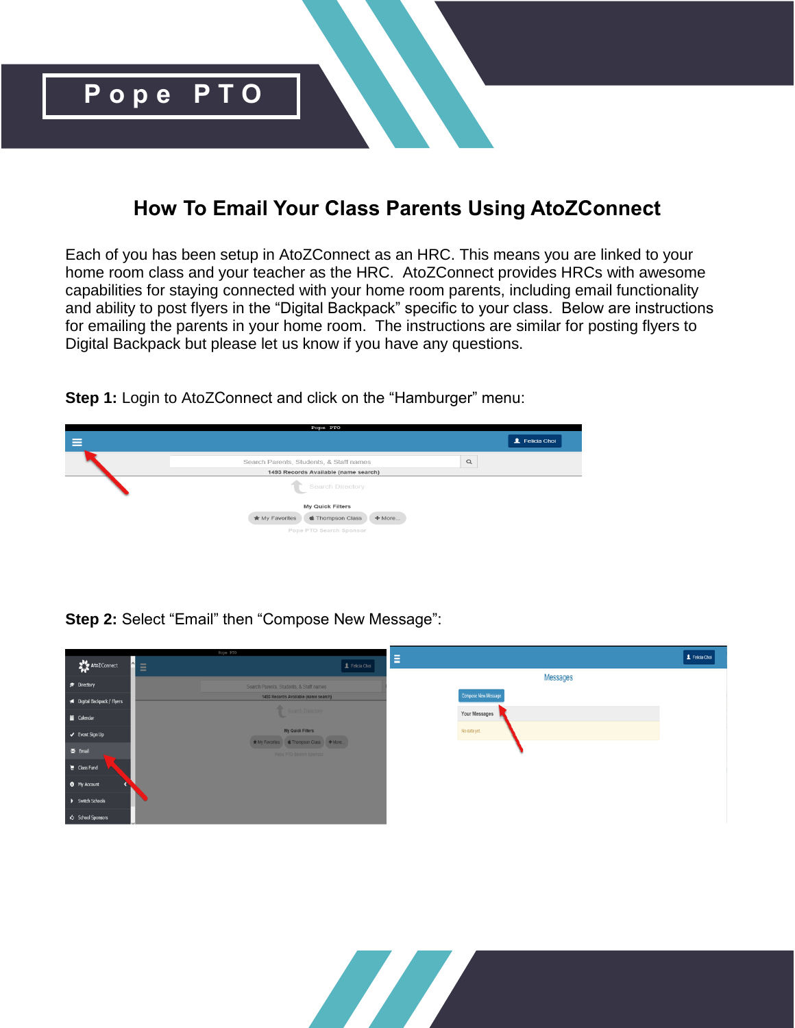# Pope PTO

## How To Email Your Class Parents Using AtoZConnect

Each of you has been setup in AtoZConnect as an HRC. This means you are linked to your home room class and your teacher as the HRC. AtoZConnect provides HRCs with awesome capabilities for staying connected with your home room parents, including email functionality and ability to post flyers in the "Digital Backpack" specific to your class. Below are instructions for emailing the parents in your home room. The instructions are similar for posting flyers to Digital Backpack but please let us know if you have any questions.

**Step 1:** Login to AtoZConnect and click on the "Hamburger" menu:

**Step 2:** Select "Email" then "Compose New Message":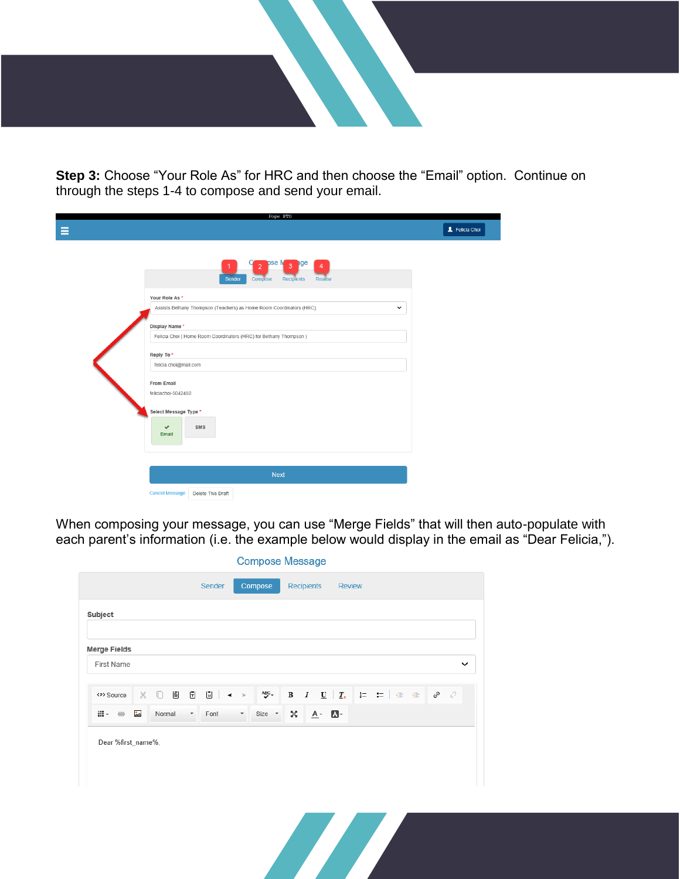**Step 3:** Choose “Your Role As” for HRC and then choose the “Email” option. Continue on through the steps 1-4 to compose and send your email.

When composing your message, you can use “Merge Fields” that will then auto-populate with each parent’s information (i.e. the example below would display in the email as “Dear Felicia,”).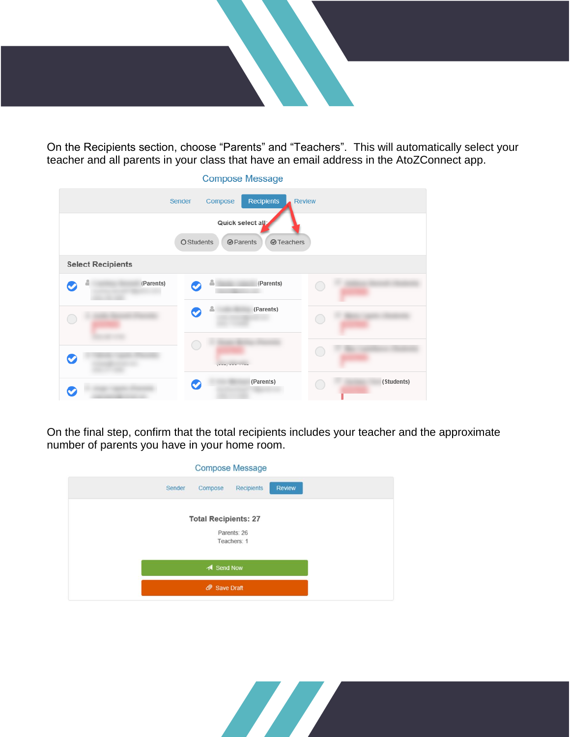On the Recipients section, choose “Parents” and “Teachers”. This will automatically select your teacher and all parents in your class that have an email address in the AtoZConnect app.

Compose Message

Sender Compose Recipients Review

Quick select all:

Students Parents Teachers

Select Recipients

On the final step, confirm that the total recipients includes your teacher and the approximate number of parents you have in your home room.

Compose Message

Sender Compose Recipients Review

Total Recipients: 27

Parents: 26
Teachers: 1

Send Now

Save Draft